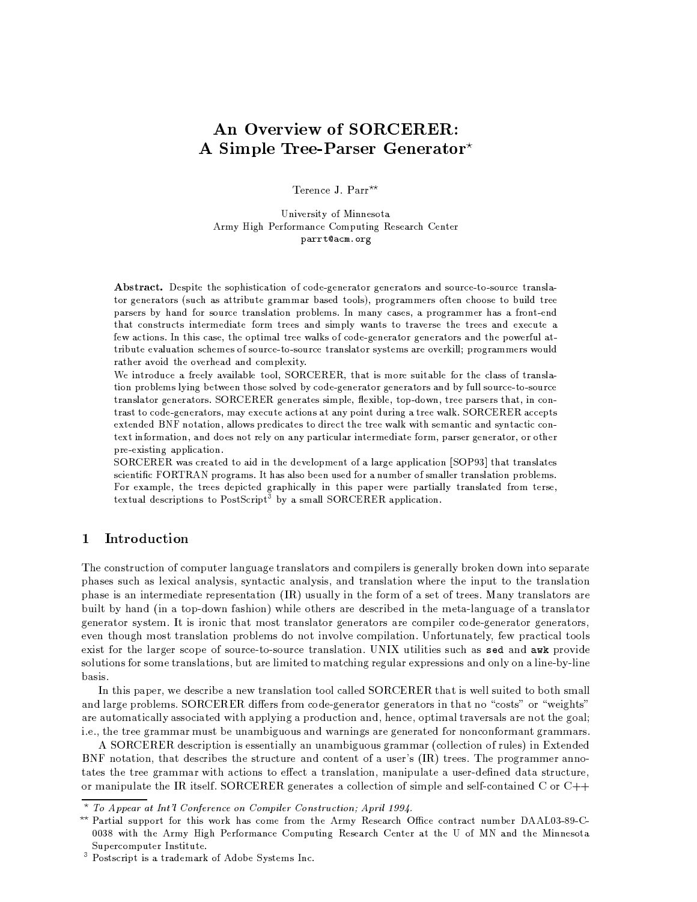# An Overview of SORCERER: A Simple Tree-Parser Generator*

Terence J. Parr**

University of Minnesota
Army High Performance Computing Research Center
`parrt@acm.org`

**Abstract.** Despite the sophistication of code-generator generators and source-to-source translator generators (such as attribute grammar based tools), programmers often choose to build tree parsers by hand for source translation problems. In many cases, a programmer has a front-end that constructs intermediate form trees and simply wants to traverse the trees and execute a few actions. In this case, the optimal tree walks of code-generator generators and the powerful attribute evaluation schemes of source-to-source translator systems are overkill; programmers would rather avoid the overhead and complexity.
We introduce a freely available tool, SORCERER, that is more suitable for the class of translation problems lying between those solved by code-generator generators and by full source-to-source translator generators. SORCERER generates simple, flexible, top-down, tree parsers that, in contrast to code-generators, may execute actions at any point during a tree walk. SORCERER accepts extended BNF notation, allows predicates to direct the tree walk with semantic and syntactic context information, and does not rely on any particular intermediate form, parser generator, or other pre-existing application.
SORCERER was created to aid in the development of a large application [SOP93] that translates scientific FORTRAN programs. It has also been used for a number of smaller translation problems. For example, the trees depicted graphically in this paper were partially translated from terse, textual descriptions to PostScript[3] by a small SORCERER application.

## 1 Introduction

The construction of computer language translators and compilers is generally broken down into separate phases such as lexical analysis, syntactic analysis, and translation where the input to the translation phase is an intermediate representation (IR) usually in the form of a set of trees. Many translators are built by hand (in a top-down fashion) while others are described in the meta-language of a translator generator system. It is ironic that most translator generators are compiler code-generator generators, even though most translation problems do not involve compilation. Unfortunately, few practical tools exist for the larger scope of source-to-source translation. UNIX utilities such as `sed` and `awk` provide solutions for some translations, but are limited to matching regular expressions and only on a line-by-line basis.

In this paper, we describe a new translation tool called SORCERER that is well suited to both small and large problems. SORCERER differs from code-generator generators in that no "costs" or "weights" are automatically associated with applying a production and, hence, optimal traversals are not the goal; i.e., the tree grammar must be unambiguous and warnings are generated for nonconformant grammars.

A SORCERER description is essentially an unambiguous grammar (collection of rules) in Extended BNF notation, that describes the structure and content of a user's (IR) trees. The programmer annotates the tree grammar with actions to effect a translation, manipulate a user-defined data structure, or manipulate the IR itself. SORCERER generates a collection of simple and self-contained C or C++

---

\* *To Appear at Int'l Conference on Compiler Construction; April 1994.*

\*\* Partial support for this work has come from the Army Research Office contract number DAAL03-89-C-0038 with the Army High Performance Computing Research Center at the U of MN and the Minnesota Supercomputer Institute.

[3] Postscript is a trademark of Adobe Systems Inc.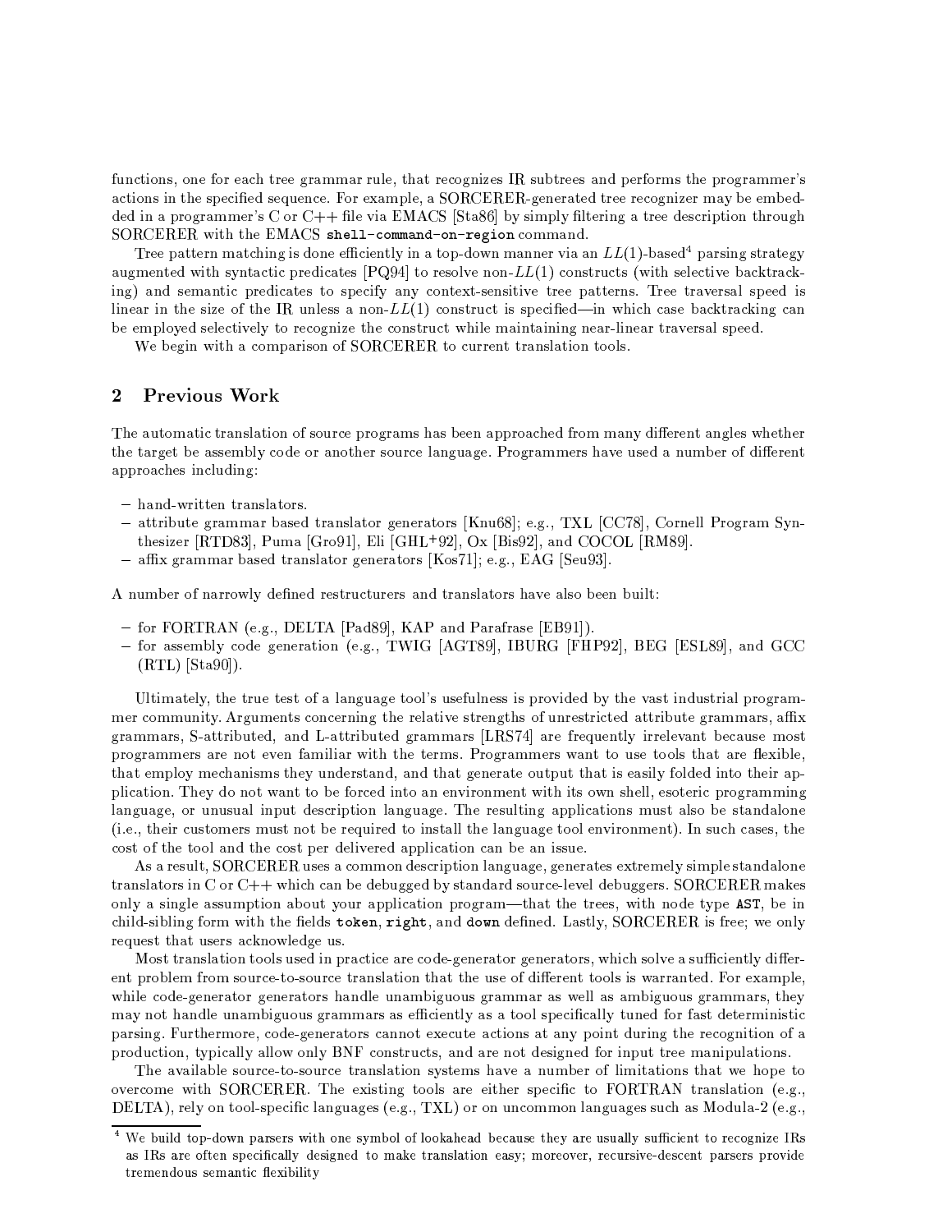functions, one for each tree grammar rule, that recognizes IR subtrees and performs the programmer's actions in the specified sequence. For example, a SORCERER-generated tree recognizer may be embedded in a programmer's C or C++ file via EMACS [Sta86] by simply filtering a tree description through SORCERER with the EMACS `shell-command-on-region` command.

Tree pattern matching is done efficiently in a top-down manner via an $LL(1)$-based[4] parsing strategy augmented with syntactic predicates [PQ94] to resolve non-$LL(1)$ constructs (with selective backtracking) and semantic predicates to specify any context-sensitive tree patterns. Tree traversal speed is linear in the size of the IR unless a non-$LL(1)$ construct is specified—in which case backtracking can be employed selectively to recognize the construct while maintaining near-linear traversal speed.

We begin with a comparison of SORCERER to current translation tools.

## 2 Previous Work

The automatic translation of source programs has been approached from many different angles whether the target be assembly code or another source language. Programmers have used a number of different approaches including:

- hand-written translators.
- attribute grammar based translator generators [Knu68]; e.g., TXL [CC78], Cornell Program Synthesizer [RTD83], Puma [Gro91], Eli [GHL+92], Ox [Bis92], and COCOL [RM89].
- affix grammar based translator generators [Kos71]; e.g., EAG [Seu93].

A number of narrowly defined restructurers and translators have also been built:

- for FORTRAN (e.g., DELTA [Pad89], KAP and Parafrase [EB91]).
- for assembly code generation (e.g., TWIG [AGT89], IBURG [FHP92], BEG [ESL89], and GCC (RTL) [Sta90]).

Ultimately, the true test of a language tool's usefulness is provided by the vast industrial programmer community. Arguments concerning the relative strengths of unrestricted attribute grammars, affix grammars, S-attributed, and L-attributed grammars [LRS74] are frequently irrelevant because most programmers are not even familiar with the terms. Programmers want to use tools that are flexible, that employ mechanisms they understand, and that generate output that is easily folded into their application. They do not want to be forced into an environment with its own shell, esoteric programming language, or unusual input description language. The resulting applications must also be standalone (i.e., their customers must not be required to install the language tool environment). In such cases, the cost of the tool and the cost per delivered application can be an issue.

As a result, SORCERER uses a common description language, generates extremely simple standalone translators in C or C++ which can be debugged by standard source-level debuggers. SORCERER makes only a single assumption about your application program—that the trees, with node type `AST`, be in child-sibling form with the fields `token`, `right`, and `down` defined. Lastly, SORCERER is free; we only request that users acknowledge us.

Most translation tools used in practice are code-generator generators, which solve a sufficiently different problem from source-to-source translation that the use of different tools is warranted. For example, while code-generator generators handle unambiguous grammar as well as ambiguous grammars, they may not handle unambiguous grammars as efficiently as a tool specifically tuned for fast deterministic parsing. Furthermore, code-generators cannot execute actions at any point during the recognition of a production, typically allow only BNF constructs, and are not designed for input tree manipulations.

The available source-to-source translation systems have a number of limitations that we hope to overcome with SORCERER. The existing tools are either specific to FORTRAN translation (e.g., DELTA), rely on tool-specific languages (e.g., TXL) or on uncommon languages such as Modula-2 (e.g.,

---

[4] We build top-down parsers with one symbol of lookahead because they are usually sufficient to recognize IRs as IRs are often specifically designed to make translation easy; moreover, recursive-descent parsers provide tremendous semantic flexibility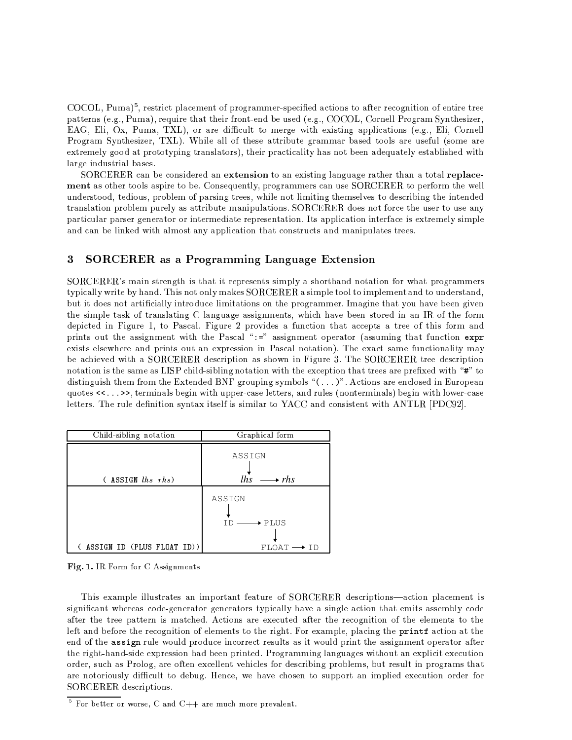COCOL, Puma)[5], restrict placement of programmer-specified actions to after recognition of entire tree patterns (e.g., Puma), require that their front-end be used (e.g., COCOL, Cornell Program Synthesizer, EAG, Eli, Ox, Puma, TXL), or are difficult to merge with existing applications (e.g., Eli, Cornell Program Synthesizer, TXL). While all of these attribute grammar based tools are useful (some are extremely good at prototyping translators), their practicality has not been adequately established with large industrial bases.

SORCERER can be considered an **extension** to an existing language rather than a total **replacement** as other tools aspire to be. Consequently, programmers can use SORCERER to perform the well understood, tedious, problem of parsing trees, while not limiting themselves to describing the intended translation problem purely as attribute manipulations. SORCERER does not force the user to use any particular parser generator or intermediate representation. Its application interface is extremely simple and can be linked with almost any application that constructs and manipulates trees.

## 3 SORCERER as a Programming Language Extension

SORCERER's main strength is that it represents simply a shorthand notation for what programmers typically write by hand. This not only makes SORCERER a simple tool to implement and to understand, but it does not artificially introduce limitations on the programmer. Imagine that you have been given the simple task of translating C language assignments, which have been stored in an IR of the form depicted in Figure 1, to Pascal. Figure 2 provides a function that accepts a tree of this form and prints out the assignment with the Pascal "`:=`" assignment operator (assuming that function **`expr`** exists elsewhere and prints out an expression in Pascal notation). The exact same functionality may be achieved with a SORCERER description as shown in Figure 3. The SORCERER tree description notation is the same as LISP child-sibling notation with the exception that trees are prefixed with "`#`" to distinguish them from the Extended BNF grouping symbols "`(...)`". Actions are enclosed in European quotes `<<...>>`, terminals begin with upper-case letters, and rules (nonterminals) begin with lower-case letters. The rule definition syntax itself is similar to YACC and consistent with ANTLR [PDC92].

| Child-sibling notation | Graphical form |
|---|---|
| `( ASSIGN` *lhs rhs*`)` | ASSIGN ↓ *lhs* ⟶ *rhs* |
| `( ASSIGN ID (PLUS FLOAT ID))` | ASSIGN ↓ ID ⟶ PLUS ↓ FLOAT ⟶ ID |

**Fig. 1.** IR Form for C Assignments

This example illustrates an important feature of SORCERER descriptions—action placement is significant whereas code-generator generators typically have a single action that emits assembly code after the tree pattern is matched. Actions are executed after the recognition of the elements to the left and before the recognition of elements to the right. For example, placing the **`printf`** action at the end of the **`assign`** rule would produce incorrect results as it would print the assignment operator after the right-hand-side expression had been printed. Programming languages without an explicit execution order, such as Prolog, are often excellent vehicles for describing problems, but result in programs that are notoriously difficult to debug. Hence, we have chosen to support an implied execution order for SORCERER descriptions.

[5] For better or worse, C and C++ are much more prevalent.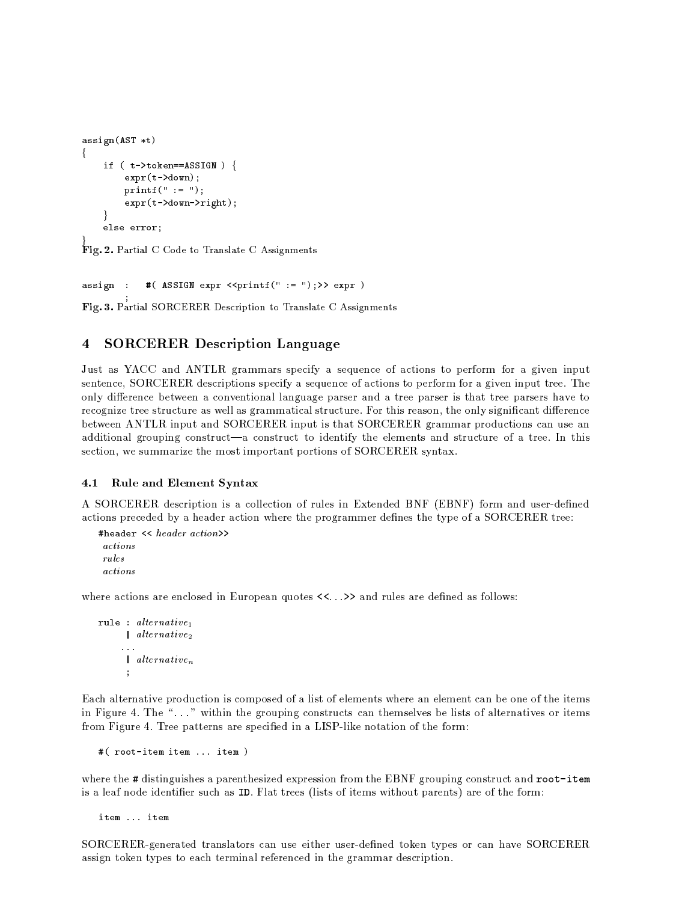```
assign(AST *t)
{
    if ( t->token==ASSIGN ) {
        expr(t->down);
        printf(" := ");
        expr(t->down->right);
    }
    else error;
}
```

**Fig. 2.** Partial C Code to Translate C Assignments

```
assign  :   #( ASSIGN expr <<printf(" := ");>> expr )
        ;
```

**Fig. 3.** Partial SORCERER Description to Translate C Assignments

## 4 SORCERER Description Language

Just as YACC and ANTLR grammars specify a sequence of actions to perform for a given input sentence, SORCERER descriptions specify a sequence of actions to perform for a given input tree. The only difference between a conventional language parser and a tree parser is that tree parsers have to recognize tree structure as well as grammatical structure. For this reason, the only significant difference between ANTLR input and SORCERER input is that SORCERER grammar productions can use an additional grouping construct—a construct to identify the elements and structure of a tree. In this section, we summarize the most important portions of SORCERER syntax.

### 4.1 Rule and Element Syntax

A SORCERER description is a collection of rules in Extended BNF (EBNF) form and user-defined actions preceded by a header action where the programmer defines the type of a SORCERER tree:

```
#header << header action>>
 actions
 rules
 actions
```

where actions are enclosed in European quotes `<<...>>` and rules are defined as follows:

```
rule : alternative1
     | alternative2
    ...
     | alternativen
     ;
```

Each alternative production is composed of a list of elements where an element can be one of the items in Figure 4. The "..." within the grouping constructs can themselves be lists of alternatives or items from Figure 4. Tree patterns are specified in a LISP-like notation of the form:

```
#( root-item item ... item )
```

where the `#` distinguishes a parenthesized expression from the EBNF grouping construct and **root-item** is a leaf node identifier such as `ID`. Flat trees (lists of items without parents) are of the form:

```
item ... item
```

SORCERER-generated translators can use either user-defined token types or can have SORCERER assign token types to each terminal referenced in the grammar description.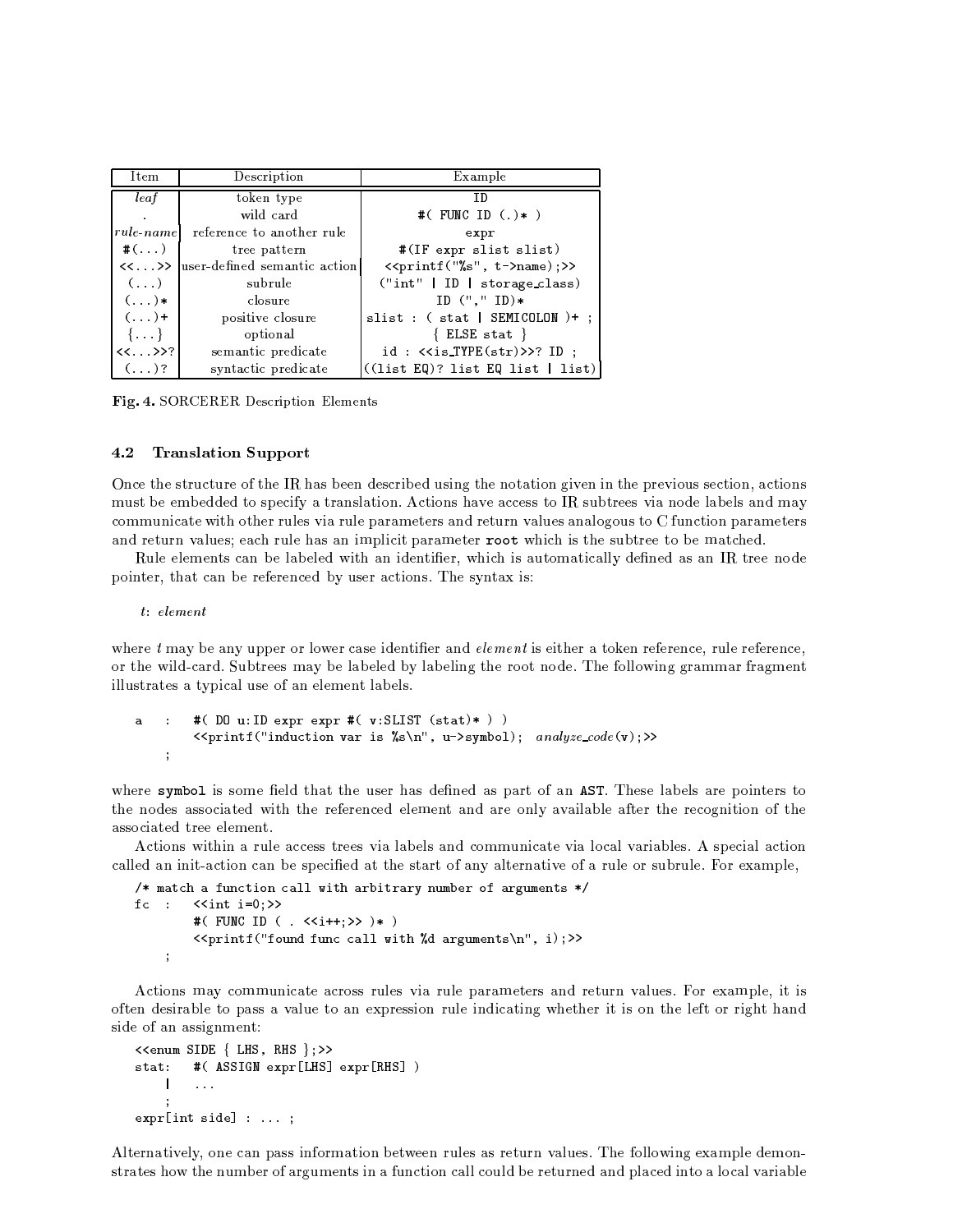| Item | Description | Example |
|---|---|---|
| *leaf* | token type | `ID` |
| . | wild card | `#( FUNC ID (.)* )` |
| *rule-name* | reference to another rule | `expr` |
| #(...) | tree pattern | `#(IF expr slist slist)` |
| <<...>> | user-defined semantic action | `<<printf("%s", t->name);>>` |
| (...) | subrule | `("int" \| ID \| storage_class)` |
| (...)* | closure | `ID ("," ID)*` |
| (...)+ | positive closure | `slist : ( stat \| SEMICOLON )+ ;` |
| {...} | optional | `{ ELSE stat }` |
| <<...>>? | semantic predicate | `id : <<is_TYPE(str)>>? ID ;` |
| (...)? | syntactic predicate | `((list EQ)? list EQ list \| list)` |

**Fig. 4.** SORCERER Description Elements

### 4.2 Translation Support

Once the structure of the IR has been described using the notation given in the previous section, actions must be embedded to specify a translation. Actions have access to IR subtrees via node labels and may communicate with other rules via rule parameters and return values analogous to C function parameters and return values; each rule has an implicit parameter `root` which is the subtree to be matched.

Rule elements can be labeled with an identifier, which is automatically defined as an IR tree node pointer, that can be referenced by user actions. The syntax is:

*t*: *element*

where *t* may be any upper or lower case identifier and *element* is either a token reference, rule reference, or the wild-card. Subtrees may be labeled by labeling the root node. The following grammar fragment illustrates a typical use of an element labels.

```
a   :   #( DO u:ID expr expr #( v:SLIST (stat)* ) )
        <<printf("induction var is %s\n", u->symbol);  analyze_code(v);>>
    ;
```

where `symbol` is some field that the user has defined as part of an `AST`. These labels are pointers to the nodes associated with the referenced element and are only available after the recognition of the associated tree element.

Actions within a rule access trees via labels and communicate via local variables. A special action called an init-action can be specified at the start of any alternative of a rule or subrule. For example,

```
/* match a function call with arbitrary number of arguments */
fc  :   <<int i=0;>>
        #( FUNC ID ( . <<i++;>> )* )
        <<printf("found func call with %d arguments\n", i);>>
    ;
```

Actions may communicate across rules via rule parameters and return values. For example, it is often desirable to pass a value to an expression rule indicating whether it is on the left or right hand side of an assignment:

```
<<enum SIDE { LHS, RHS };>>
stat:   #( ASSIGN expr[LHS] expr[RHS] )
    |   ...
    ;
expr[int side] : ... ;
```

Alternatively, one can pass information between rules as return values. The following example demonstrates how the number of arguments in a function call could be returned and placed into a local variable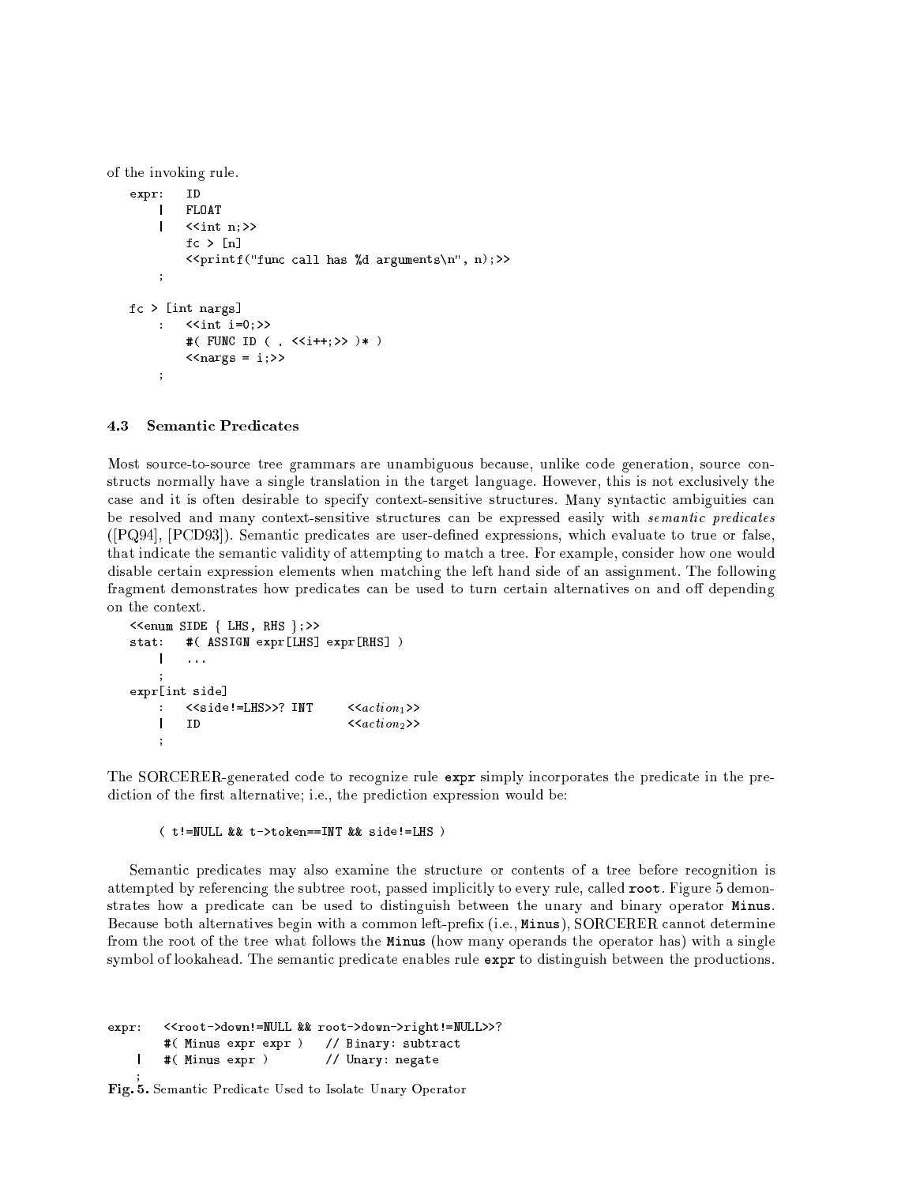of the invoking rule.

```
expr:   ID
    |   FLOAT
    |   <<int n;>>
        fc > [n]
        <<printf("func call has %d arguments\n", n);>>
    ;

fc > [int nargs]
    :   <<int i=0;>>
        #( FUNC ID ( . <<i++;>> )* )
        <<nargs = i;>>
    ;
```

### 4.3 Semantic Predicates

Most source-to-source tree grammars are unambiguous because, unlike code generation, source constructs normally have a single translation in the target language. However, this is not exclusively the case and it is often desirable to specify context-sensitive structures. Many syntactic ambiguities can be resolved and many context-sensitive structures can be expressed easily with *semantic predicates* ([PQ94], [PCD93]). Semantic predicates are user-defined expressions, which evaluate to true or false, that indicate the semantic validity of attempting to match a tree. For example, consider how one would disable certain expression elements when matching the left hand side of an assignment. The following fragment demonstrates how predicates can be used to turn certain alternatives on and off depending on the context.

```
<<enum SIDE { LHS, RHS };>>
stat:   #( ASSIGN expr[LHS] expr[RHS] )
    |   ...
    ;
expr[int side]
    :   <<side!=LHS>>? INT      <<action_1>>
    |   ID                      <<action_2>>
    ;
```

The SORCERER-generated code to recognize rule `expr` simply incorporates the predicate in the prediction of the first alternative; i.e., the prediction expression would be:

```
( t!=NULL && t->token==INT && side!=LHS )
```

Semantic predicates may also examine the structure or contents of a tree before recognition is attempted by referencing the subtree root, passed implicitly to every rule, called `root`. Figure 5 demonstrates how a predicate can be used to distinguish between the unary and binary operator `Minus`. Because both alternatives begin with a common left-prefix (i.e., `Minus`), SORCERER cannot determine from the root of the tree what follows the `Minus` (how many operands the operator has) with a single symbol of lookahead. The semantic predicate enables rule `expr` to distinguish between the productions.

```
expr:   <<root->down!=NULL && root->down->right!=NULL>>?
        #( Minus expr expr )    // Binary: subtract
    |   #( Minus expr )         // Unary: negate
    ;
```

**Fig. 5.** Semantic Predicate Used to Isolate Unary Operator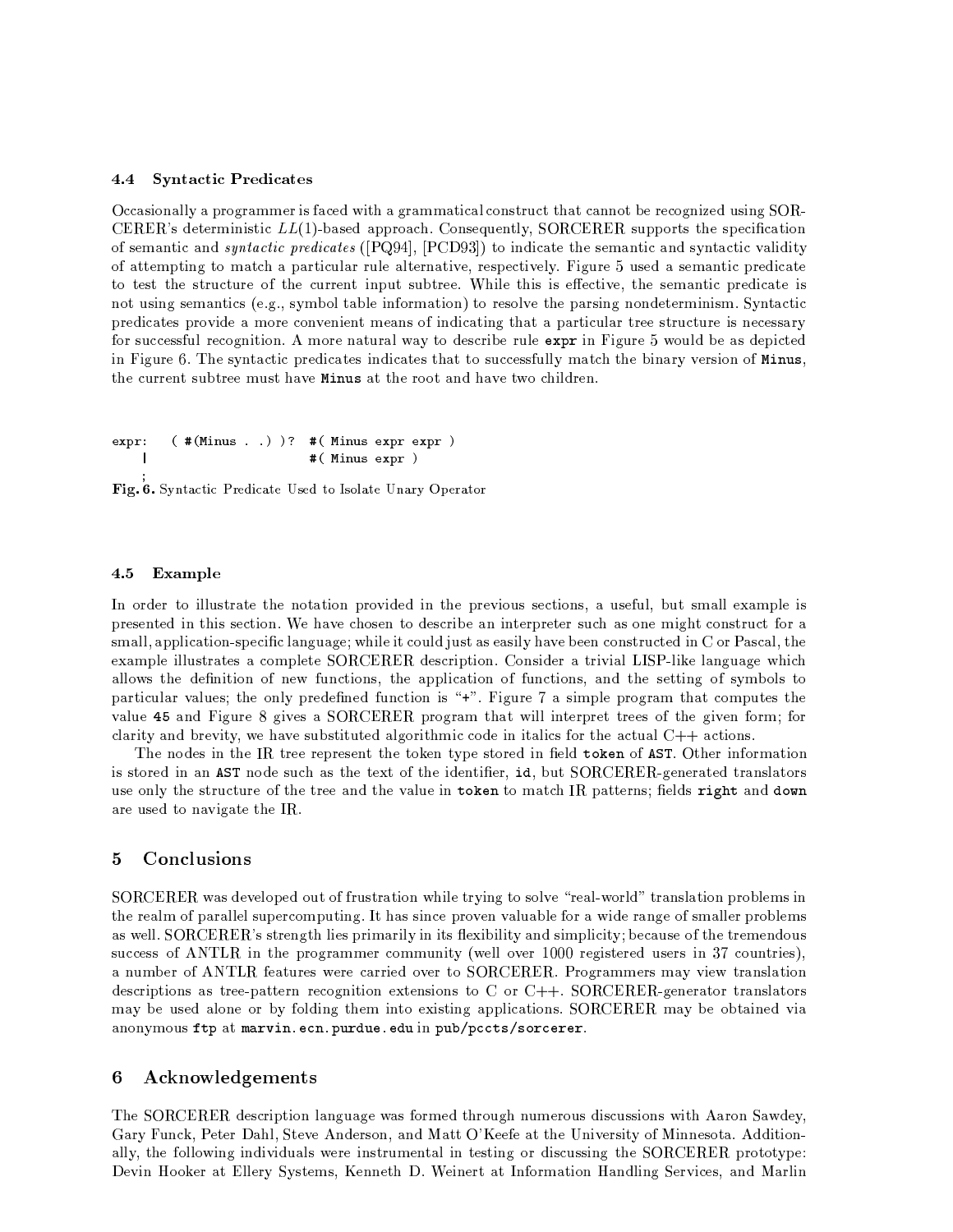### 4.4 Syntactic Predicates

Occasionally a programmer is faced with a grammatical construct that cannot be recognized using SORCERER's deterministic $LL(1)$-based approach. Consequently, SORCERER supports the specification of semantic and *syntactic predicates* ([PQ94], [PCD93]) to indicate the semantic and syntactic validity of attempting to match a particular rule alternative, respectively. Figure 5 used a semantic predicate to test the structure of the current input subtree. While this is effective, the semantic predicate is not using semantics (e.g., symbol table information) to resolve the parsing nondeterminism. Syntactic predicates provide a more convenient means of indicating that a particular tree structure is necessary for successful recognition. A more natural way to describe rule `expr` in Figure 5 would be as depicted in Figure 6. The syntactic predicates indicates that to successfully match the binary version of `Minus`, the current subtree must have `Minus` at the root and have two children.

```
expr:   ( #(Minus . .) )?  #( Minus expr expr )
    |                      #( Minus expr )
    ;
```

**Fig. 6.** Syntactic Predicate Used to Isolate Unary Operator

### 4.5 Example

In order to illustrate the notation provided in the previous sections, a useful, but small example is presented in this section. We have chosen to describe an interpreter such as one might construct for a small, application-specific language; while it could just as easily have been constructed in C or Pascal, the example illustrates a complete SORCERER description. Consider a trivial LISP-like language which allows the definition of new functions, the application of functions, and the setting of symbols to particular values; the only predefined function is "+". Figure 7 a simple program that computes the value `45` and Figure 8 gives a SORCERER program that will interpret trees of the given form; for clarity and brevity, we have substituted algorithmic code in italics for the actual C++ actions.

The nodes in the IR tree represent the token type stored in field `token` of `AST`. Other information is stored in an `AST` node such as the text of the identifier, `id`, but SORCERER-generated translators use only the structure of the tree and the value in `token` to match IR patterns; fields `right` and `down` are used to navigate the IR.

## 5 Conclusions

SORCERER was developed out of frustration while trying to solve "real-world" translation problems in the realm of parallel supercomputing. It has since proven valuable for a wide range of smaller problems as well. SORCERER's strength lies primarily in its flexibility and simplicity; because of the tremendous success of ANTLR in the programmer community (well over 1000 registered users in 37 countries), a number of ANTLR features were carried over to SORCERER. Programmers may view translation descriptions as tree-pattern recognition extensions to C or C++. SORCERER-generator translators may be used alone or by folding them into existing applications. SORCERER may be obtained via anonymous `ftp` at `marvin.ecn.purdue.edu` in `pub/pccts/sorcerer`.

## 6 Acknowledgements

The SORCERER description language was formed through numerous discussions with Aaron Sawdey, Gary Funck, Peter Dahl, Steve Anderson, and Matt O'Keefe at the University of Minnesota. Additionally, the following individuals were instrumental in testing or discussing the SORCERER prototype: Devin Hooker at Ellery Systems, Kenneth D. Weinert at Information Handling Services, and Marlin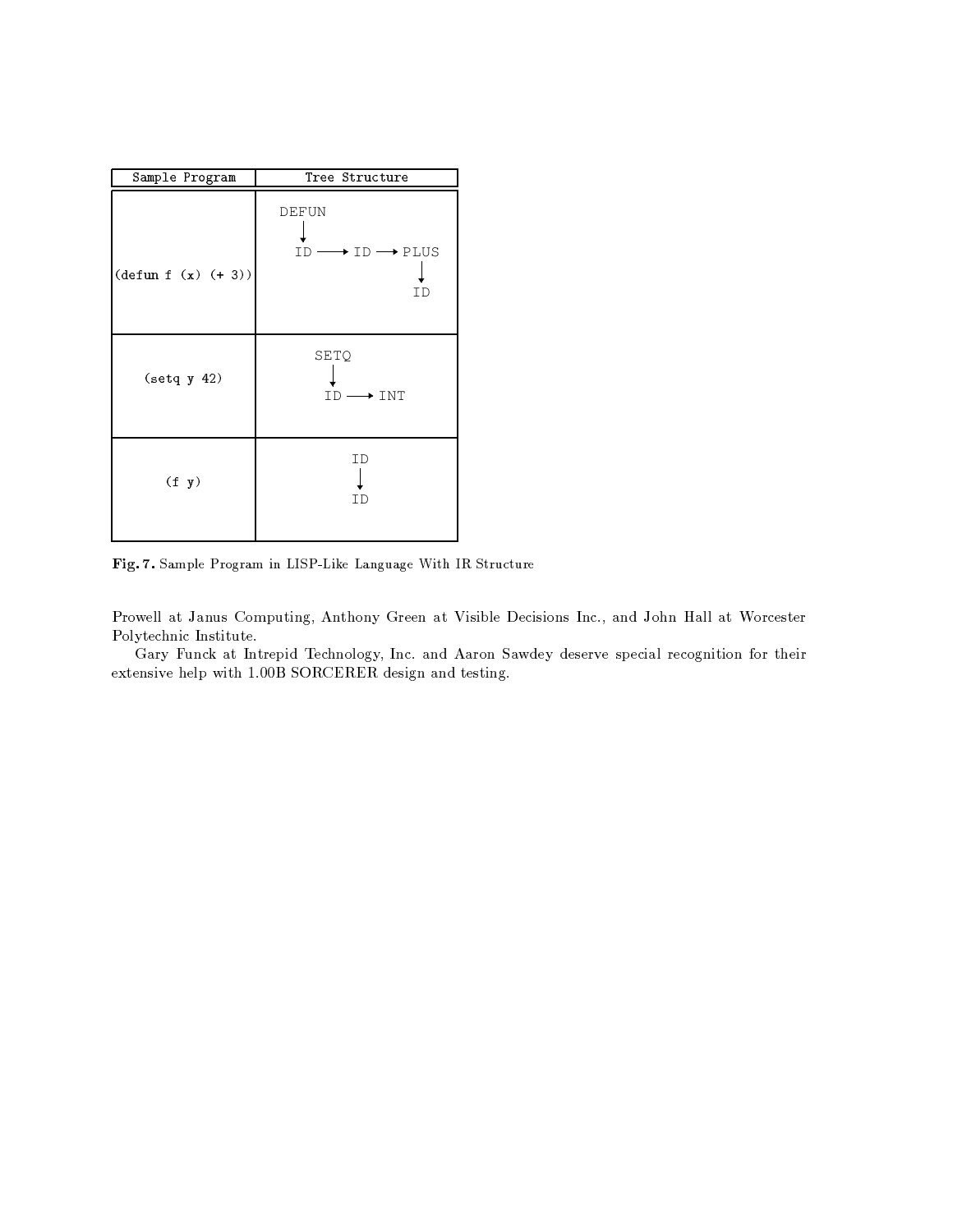| Sample Program | Tree Structure |
|---|---|
| `(defun f (x) (+ 3))` | DEFUN ↓ ID ⟶ ID ⟶ PLUS ↓ ID |
| `(setq y 42)` | SETQ ↓ ID ⟶ INT |
| `(f y)` | ID ↓ ID |

**Fig. 7.** Sample Program in LISP-Like Language With IR Structure

Prowell at Janus Computing, Anthony Green at Visible Decisions Inc., and John Hall at Worcester Polytechnic Institute.

Gary Funck at Intrepid Technology, Inc. and Aaron Sawdey deserve special recognition for their extensive help with 1.00B SORCERER design and testing.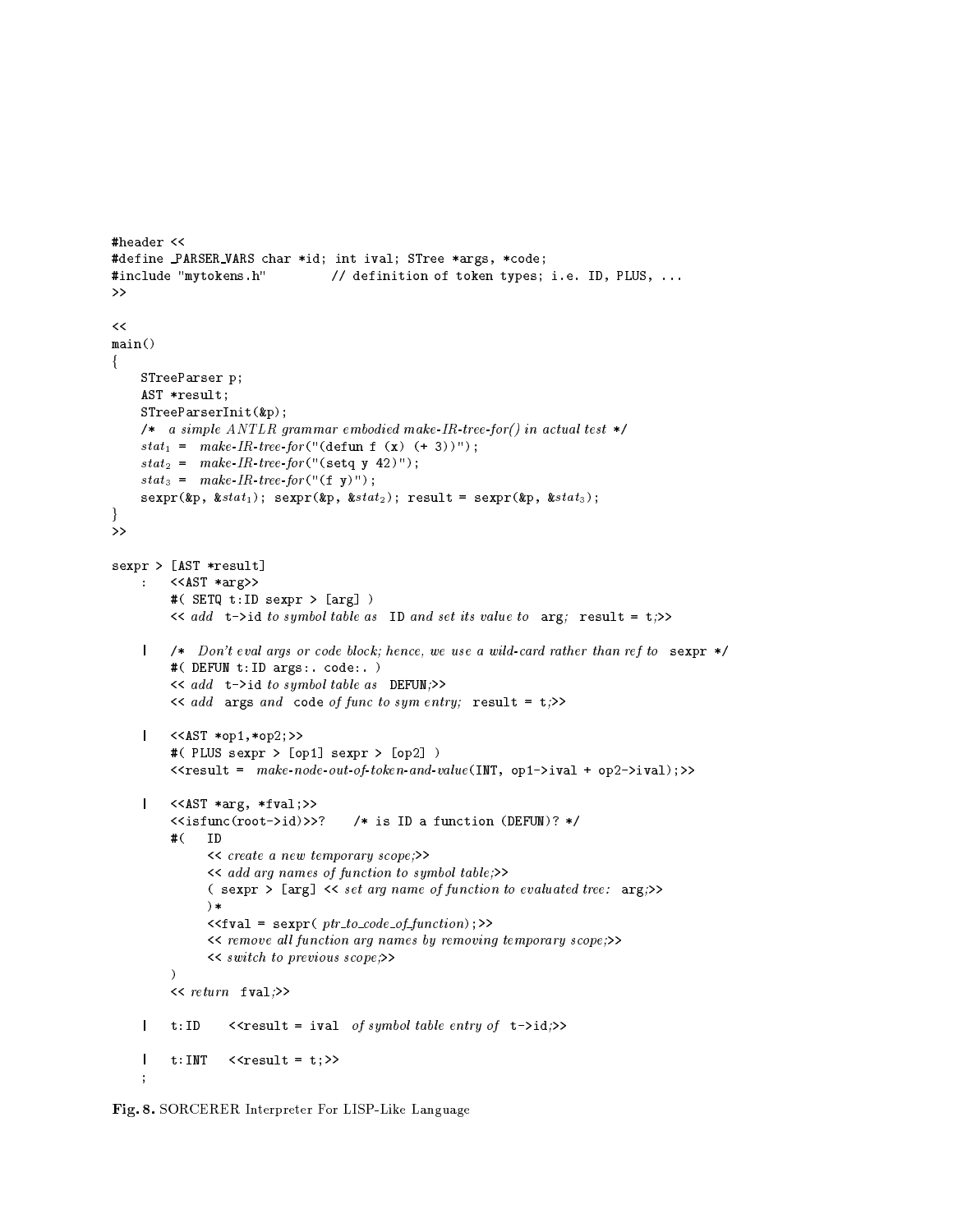```
#header <<
#define _PARSER_VARS char *id; int ival; STree *args, *code;
#include "mytokens.h"        // definition of token types; i.e. ID, PLUS, ...
>>

<<
main()
{
    STreeParser p;
    AST *result;
    STreeParserInit(&p);
    /*  a simple ANTLR grammar embodied make-IR-tree-for() in actual test */
    stat1 =  make-IR-tree-for("(defun f (x) (+ 3))");
    stat2 =  make-IR-tree-for("(setq y 42)");
    stat3 =  make-IR-tree-for("(f y)");
    sexpr(&p, &stat1); sexpr(&p, &stat2); result = sexpr(&p, &stat3);
}
>>

sexpr > [AST *result]
    :   <<AST *arg>>
        #( SETQ t:ID sexpr > [arg] )
        << add  t->id to symbol table as  ID and set its value to  arg;  result = t;>>

    |   /*  Don't eval args or code block; hence, we use a wild-card rather than ref to  sexpr */
        #( DEFUN t:ID args:. code:. )
        << add  t->id to symbol table as  DEFUN;>>
        << add  args and  code of func to sym entry;  result = t;>>

    |   <<AST *op1,*op2;>>
        #( PLUS sexpr > [op1] sexpr > [op2] )
        <<result =  make-node-out-of-token-and-value(INT, op1->ival + op2->ival);>>

    |   <<AST *arg, *fval;>>
        <<isfunc(root->id)>>?    /* is ID a function (DEFUN)? */
        #(   ID
             << create a new temporary scope;>>
             << add arg names of function to symbol table;>>
             ( sexpr > [arg] << set arg name of function to evaluated tree:  arg;>>
             )*
             <<fval = sexpr( ptr_to_code_of_function);>>
             << remove all function arg names by removing temporary scope;>>
             << switch to previous scope;>>
        )
        << return  fval;>>

    |   t:ID    <<result = ival  of symbol table entry of  t->id;>>

    |   t:INT   <<result = t;>>
    ;
```

**Fig. 8.** SORCERER Interpreter For LISP-Like Language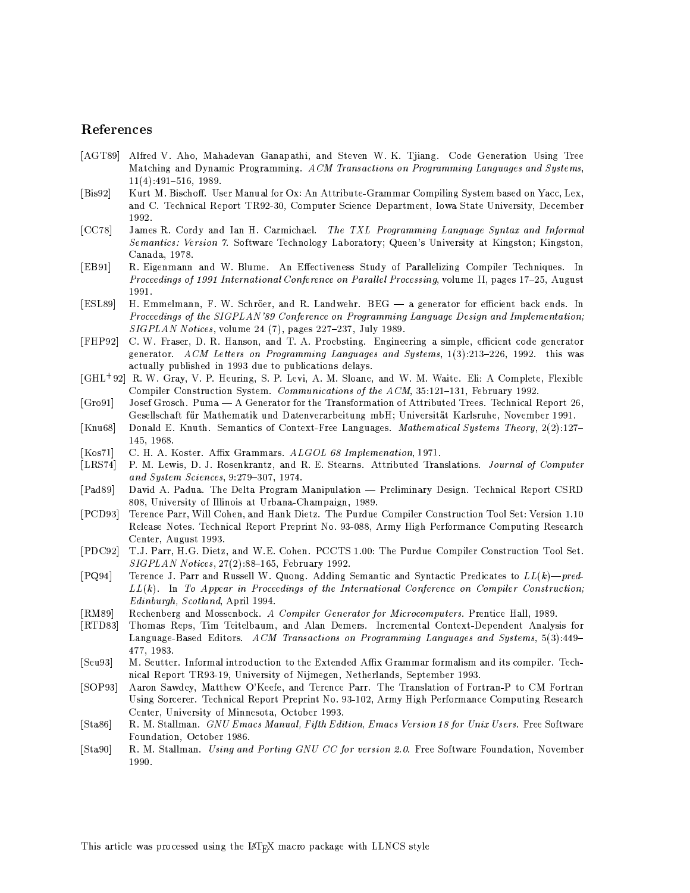## References

[AGT89] Alfred V. Aho, Mahadevan Ganapathi, and Steven W. K. Tjiang. Code Generation Using Tree Matching and Dynamic Programming. *ACM Transactions on Programming Languages and Systems*, 11(4):491–516, 1989.

[Bis92] Kurt M. Bischoff. User Manual for Ox: An Attribute-Grammar Compiling System based on Yacc, Lex, and C. Technical Report TR92-30, Computer Science Department, Iowa State University, December 1992.

[CC78] James R. Cordy and Ian H. Carmichael. *The TXL Programming Language Syntax and Informal Semantics: Version 7*. Software Technology Laboratory; Queen's University at Kingston; Kingston, Canada, 1978.

[EB91] R. Eigenmann and W. Blume. An Effectiveness Study of Parallelizing Compiler Techniques. In *Proceedings of 1991 International Conference on Parallel Processing*, volume II, pages 17–25, August 1991.

[ESL89] H. Emmelmann, F. W. Schröer, and R. Landwehr. BEG — a generator for efficient back ends. In *Proceedings of the SIGPLAN'89 Conference on Programming Language Design and Implementation; SIGPLAN Notices*, volume 24 (7), pages 227–237, July 1989.

[FHP92] C. W. Fraser, D. R. Hanson, and T. A. Proebsting. Engineering a simple, efficient code generator generator. *ACM Letters on Programming Languages and Systems*, 1(3):213–226, 1992. this was actually published in 1993 due to publications delays.

[GHL+92] R. W. Gray, V. P. Heuring, S. P. Levi, A. M. Sloane, and W. M. Waite. Eli: A Complete, Flexible Compiler Construction System. *Communications of the ACM*, 35:121–131, February 1992.

[Gro91] Josef Grosch. Puma — A Generator for the Transformation of Attributed Trees. Technical Report 26, Gesellschaft für Mathematik und Datenverarbeitung mbH; Universität Karlsruhe, November 1991.

[Knu68] Donald E. Knuth. Semantics of Context-Free Languages. *Mathematical Systems Theory*, 2(2):127–145, 1968.

[Kos71] C. H. A. Koster. Affix Grammars. *ALGOL 68 Implemenation*, 1971.

[LRS74] P. M. Lewis, D. J. Rosenkrantz, and R. E. Stearns. Attributed Translations. *Journal of Computer and System Sciences*, 9:279–307, 1974.

[Pad89] David A. Padua. The Delta Program Manipulation — Preliminary Design. Technical Report CSRD 808, University of Illinois at Urbana-Champaign, 1989.

[PCD93] Terence Parr, Will Cohen, and Hank Dietz. The Purdue Compiler Construction Tool Set: Version 1.10 Release Notes. Technical Report Preprint No. 93-088, Army High Performance Computing Research Center, August 1993.

[PDC92] T.J. Parr, H.G. Dietz, and W.E. Cohen. PCCTS 1.00: The Purdue Compiler Construction Tool Set. *SIGPLAN Notices*, 27(2):88–165, February 1992.

[PQ94] Terence J. Parr and Russell W. Quong. Adding Semantic and Syntactic Predicates to $LL(k)$—*pred-*$LL(k)$. In *To Appear in Proceedings of the International Conference on Compiler Construction; Edinburgh, Scotland*, April 1994.

[RM89] Rechenberg and Mossenbock. *A Compiler Generator for Microcomputers*. Prentice Hall, 1989.

[RTD83] Thomas Reps, Tim Teitelbaum, and Alan Demers. Incremental Context-Dependent Analysis for Language-Based Editors. *ACM Transactions on Programming Languages and Systems*, 5(3):449–477, 1983.

[Seu93] M. Seutter. Informal introduction to the Extended Affix Grammar formalism and its compiler. Technical Report TR93-19, University of Nijmegen, Netherlands, September 1993.

[SOP93] Aaron Sawdey, Matthew O'Keefe, and Terence Parr. The Translation of Fortran-P to CM Fortran Using Sorcerer. Technical Report Preprint No. 93-102, Army High Performance Computing Research Center, University of Minnesota, October 1993.

[Sta86] R. M. Stallman. *GNU Emacs Manual, Fifth Edition, Emacs Version 18 for Unix Users*. Free Software Foundation, October 1986.

[Sta90] R. M. Stallman. *Using and Porting GNU CC for version 2.0*. Free Software Foundation, November 1990.

This article was processed using the LaTeX macro package with LLNCS style